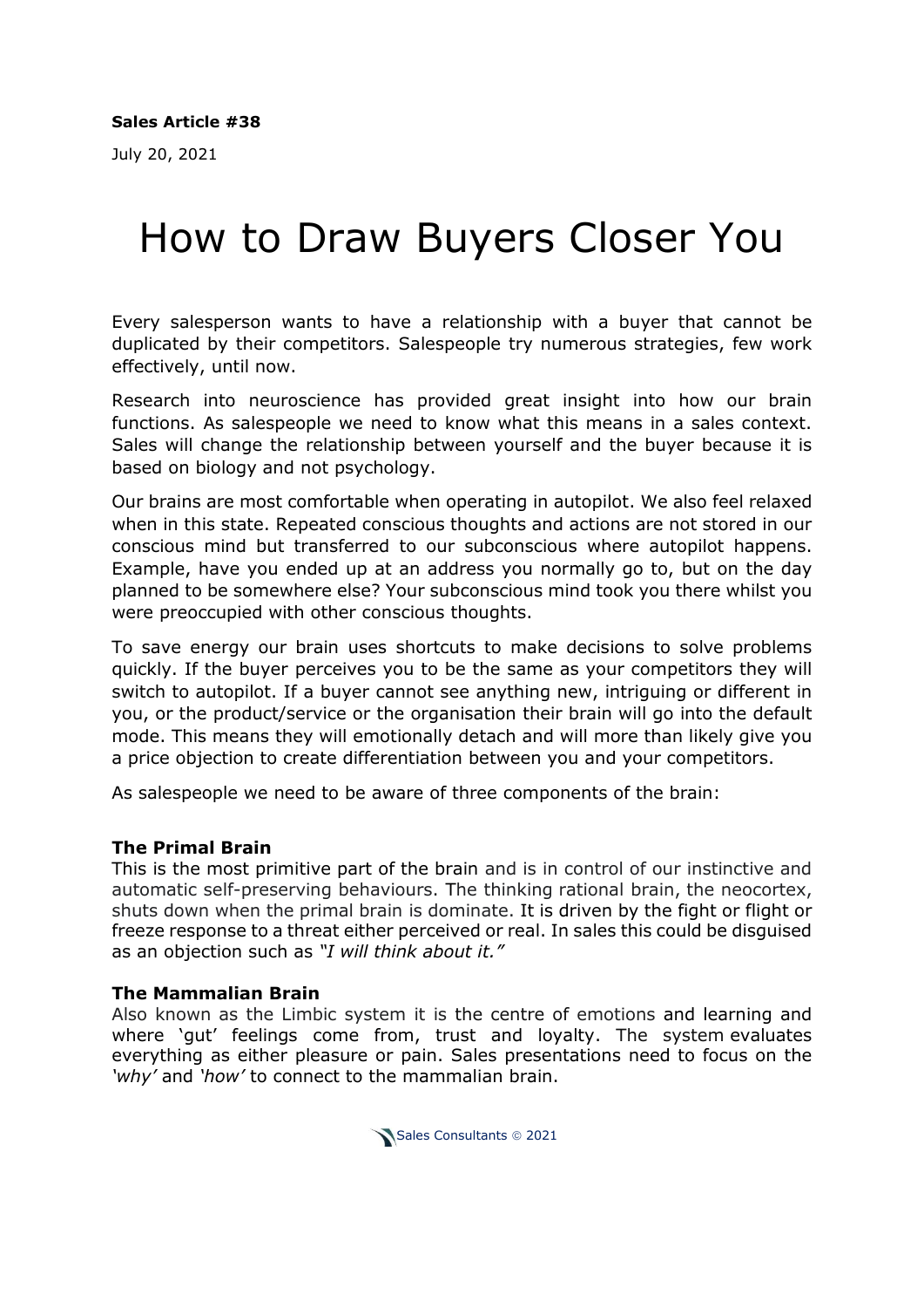**Sales Article #38**

July 20, 2021

# How to Draw Buyers Closer You

Every salesperson wants to have a relationship with a buyer that cannot be duplicated by their competitors. Salespeople try numerous strategies, few work effectively, until now.

Research into neuroscience has provided great insight into how our brain functions. As salespeople we need to know what this means in a sales context. Sales will change the relationship between yourself and the buyer because it is based on biology and not psychology.

Our brains are most comfortable when operating in autopilot. We also feel relaxed when in this state. Repeated conscious thoughts and actions are not stored in our conscious mind but transferred to our subconscious where autopilot happens. Example, have you ended up at an address you normally go to, but on the day planned to be somewhere else? Your subconscious mind took you there whilst you were preoccupied with other conscious thoughts.

To save energy our brain uses shortcuts to make decisions to solve problems quickly. If the buyer perceives you to be the same as your competitors they will switch to autopilot. If a buyer cannot see anything new, intriguing or different in you, or the product/service or the organisation their brain will go into the default mode. This means they will emotionally detach and will more than likely give you a price objection to create differentiation between you and your competitors.

As salespeople we need to be aware of three components of the brain:

**The Primal Brain**
This is the most primitive part of the brain and is in control of our instinctive and automatic self-preserving behaviours. The thinking rational brain, the neocortex, shuts down when the primal brain is dominate. It is driven by the fight or flight or freeze response to a threat either perceived or real. In sales this could be disguised as an objection such as *"I will think about it."*

**The Mammalian Brain**
Also known as the Limbic system it is the centre of emotions and learning and where 'gut' feelings come from, trust and loyalty. The system evaluates everything as either pleasure or pain. Sales presentations need to focus on the *'why'* and *'how'* to connect to the mammalian brain.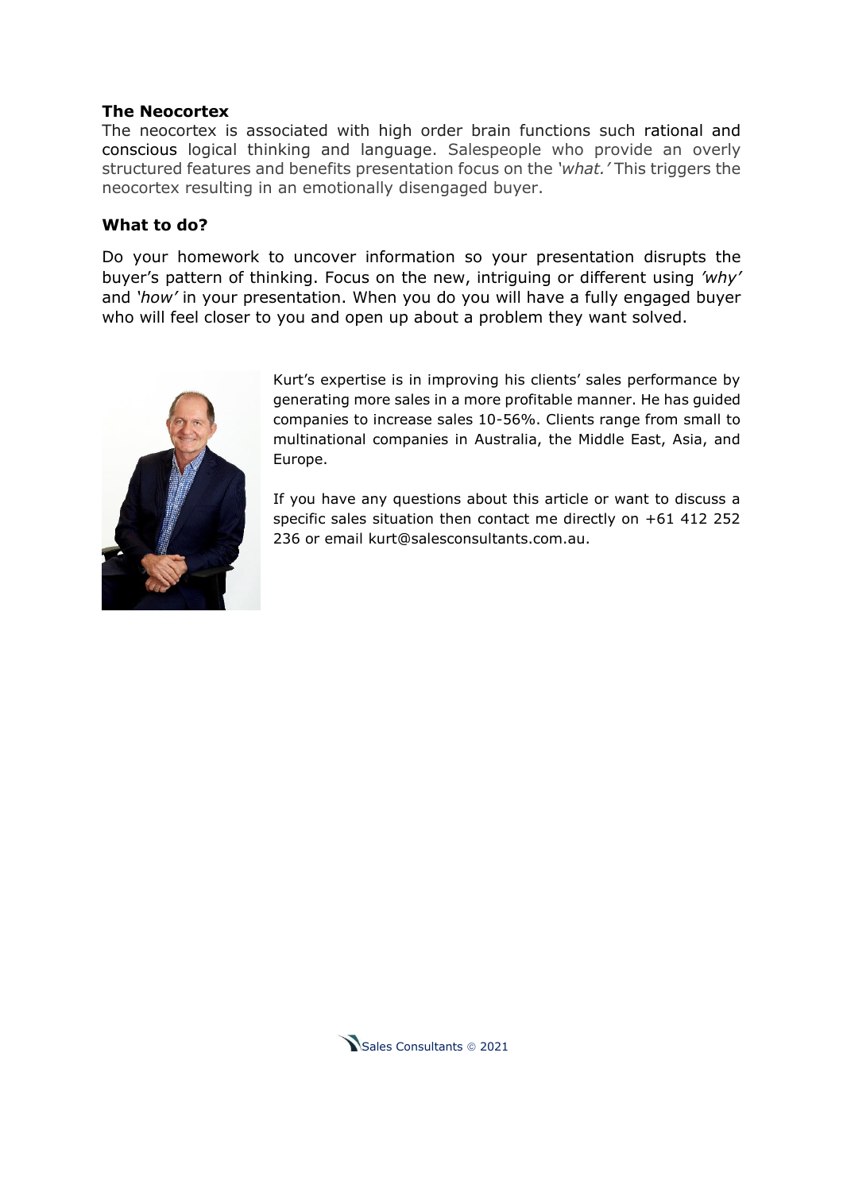### The Neocortex

The neocortex is associated with high order brain functions such rational and conscious logical thinking and language. Salespeople who provide an overly structured features and benefits presentation focus on the *'what.'* This triggers the neocortex resulting in an emotionally disengaged buyer.

### What to do?

Do your homework to uncover information so your presentation disrupts the buyer's pattern of thinking. Focus on the new, intriguing or different using *'why'* and *'how'* in your presentation. When you do you will have a fully engaged buyer who will feel closer to you and open up about a problem they want solved.

Kurt's expertise is in improving his clients' sales performance by generating more sales in a more profitable manner. He has guided companies to increase sales 10-56%. Clients range from small to multinational companies in Australia, the Middle East, Asia, and Europe.

If you have any questions about this article or want to discuss a specific sales situation then contact me directly on +61 412 252 236 or email kurt@salesconsultants.com.au.

Sales Consultants © 2021